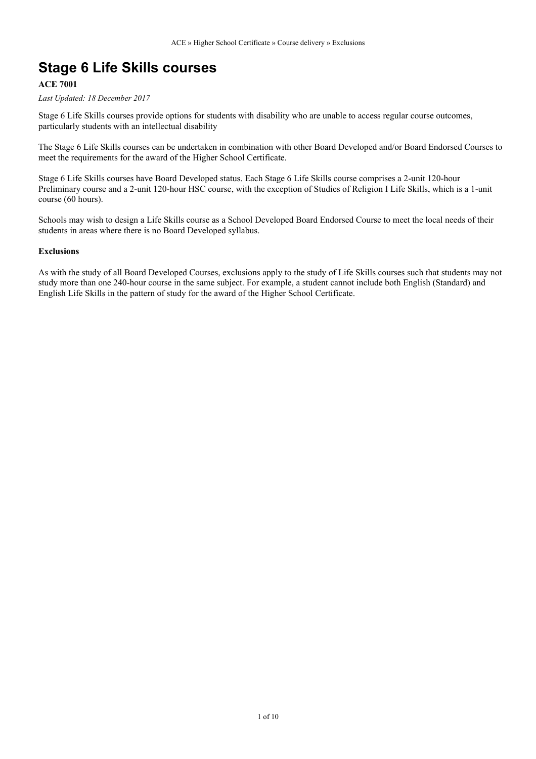# Stage 6 Life Skills courses

**ACE 7001**

*Last Updated: 18 December 2017*

Stage 6 Life Skills courses provide options for students with disability who are unable to access regular course outcomes, particularly students with an intellectual disability

The Stage 6 Life Skills courses can be undertaken in combination with other Board Developed and/or Board Endorsed Courses to meet the requirements for the award of the Higher School Certificate.

Stage 6 Life Skills courses have Board Developed status. Each Stage 6 Life Skills course comprises a 2-unit 120-hour Preliminary course and a 2-unit 120-hour HSC course, with the exception of Studies of Religion I Life Skills, which is a 1-unit course (60 hours).

Schools may wish to design a Life Skills course as a School Developed Board Endorsed Course to meet the local needs of their students in areas where there is no Board Developed syllabus.

**Exclusions**

As with the study of all Board Developed Courses, exclusions apply to the study of Life Skills courses such that students may not study more than one 240-hour course in the same subject. For example, a student cannot include both English (Standard) and English Life Skills in the pattern of study for the award of the Higher School Certificate.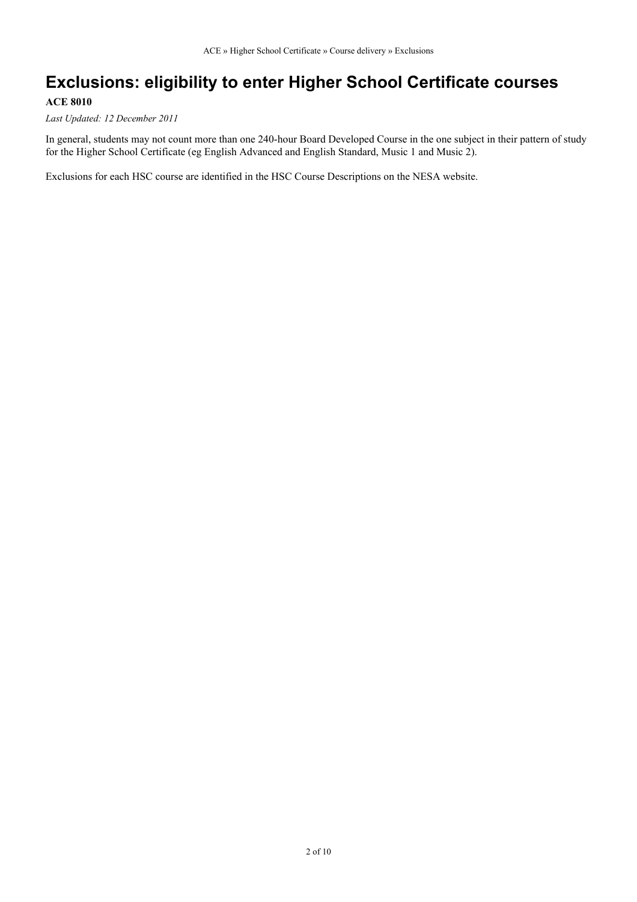# Exclusions: eligibility to enter Higher School Certificate courses

**ACE 8010**

*Last Updated: 12 December 2011*

In general, students may not count more than one 240-hour Board Developed Course in the one subject in their pattern of study for the Higher School Certificate (eg English Advanced and English Standard, Music 1 and Music 2).

Exclusions for each HSC course are identified in the HSC Course Descriptions on the NESA website.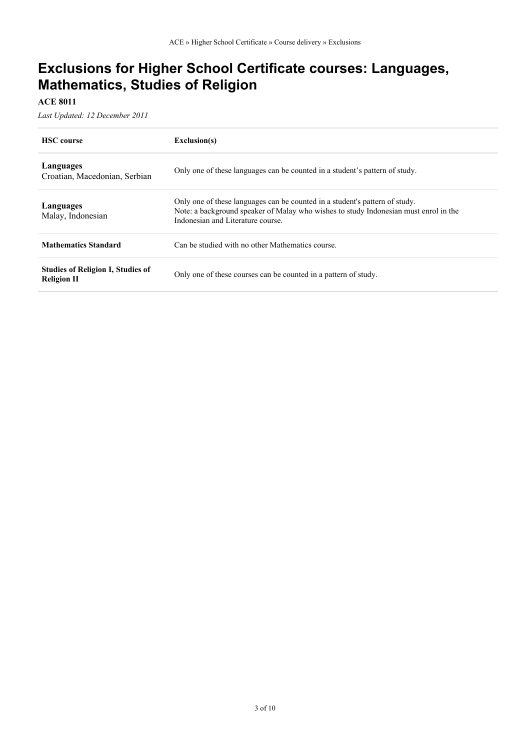# Exclusions for Higher School Certificate courses: Languages, Mathematics, Studies of Religion

**ACE 8011**

*Last Updated: 12 December 2011*

| HSC course | Exclusion(s) |
| --- | --- |
| **Languages**<br>Croatian, Macedonian, Serbian | Only one of these languages can be counted in a student's pattern of study. |
| **Languages**<br>Malay, Indonesian | Only one of these languages can be counted in a student's pattern of study.<br>Note: a background speaker of Malay who wishes to study Indonesian must enrol in the Indonesian and Literature course. |
| **Mathematics Standard** | Can be studied with no other Mathematics course. |
| **Studies of Religion I, Studies of Religion II** | Only one of these courses can be counted in a pattern of study. |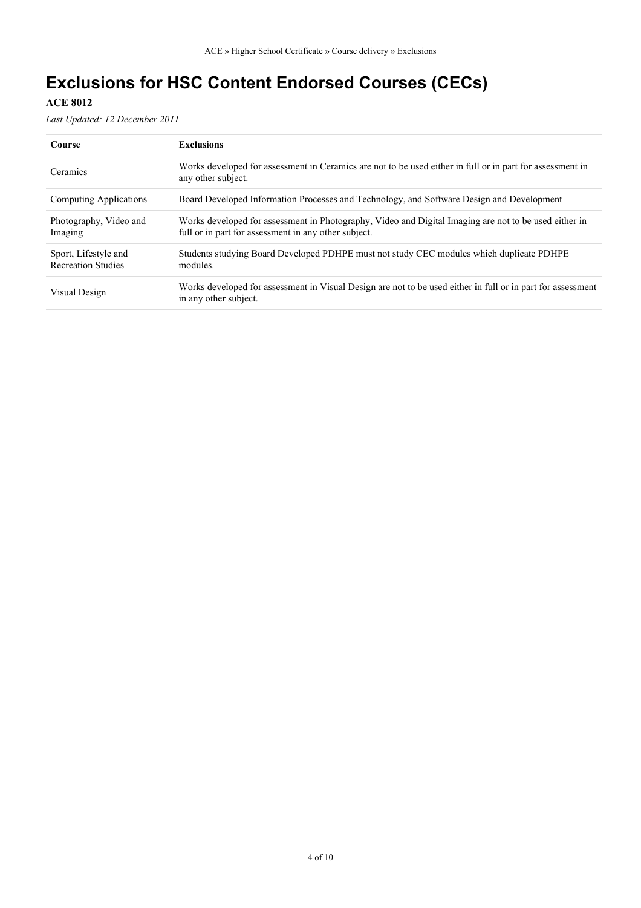# Exclusions for HSC Content Endorsed Courses (CECs)

**ACE 8012**

*Last Updated: 12 December 2011*

| Course | Exclusions |
|---|---|
| Ceramics | Works developed for assessment in Ceramics are not to be used either in full or in part for assessment in any other subject. |
| Computing Applications | Board Developed Information Processes and Technology, and Software Design and Development |
| Photography, Video and Imaging | Works developed for assessment in Photography, Video and Digital Imaging are not to be used either in full or in part for assessment in any other subject. |
| Sport, Lifestyle and Recreation Studies | Students studying Board Developed PDHPE must not study CEC modules which duplicate PDHPE modules. |
| Visual Design | Works developed for assessment in Visual Design are not to be used either in full or in part for assessment in any other subject. |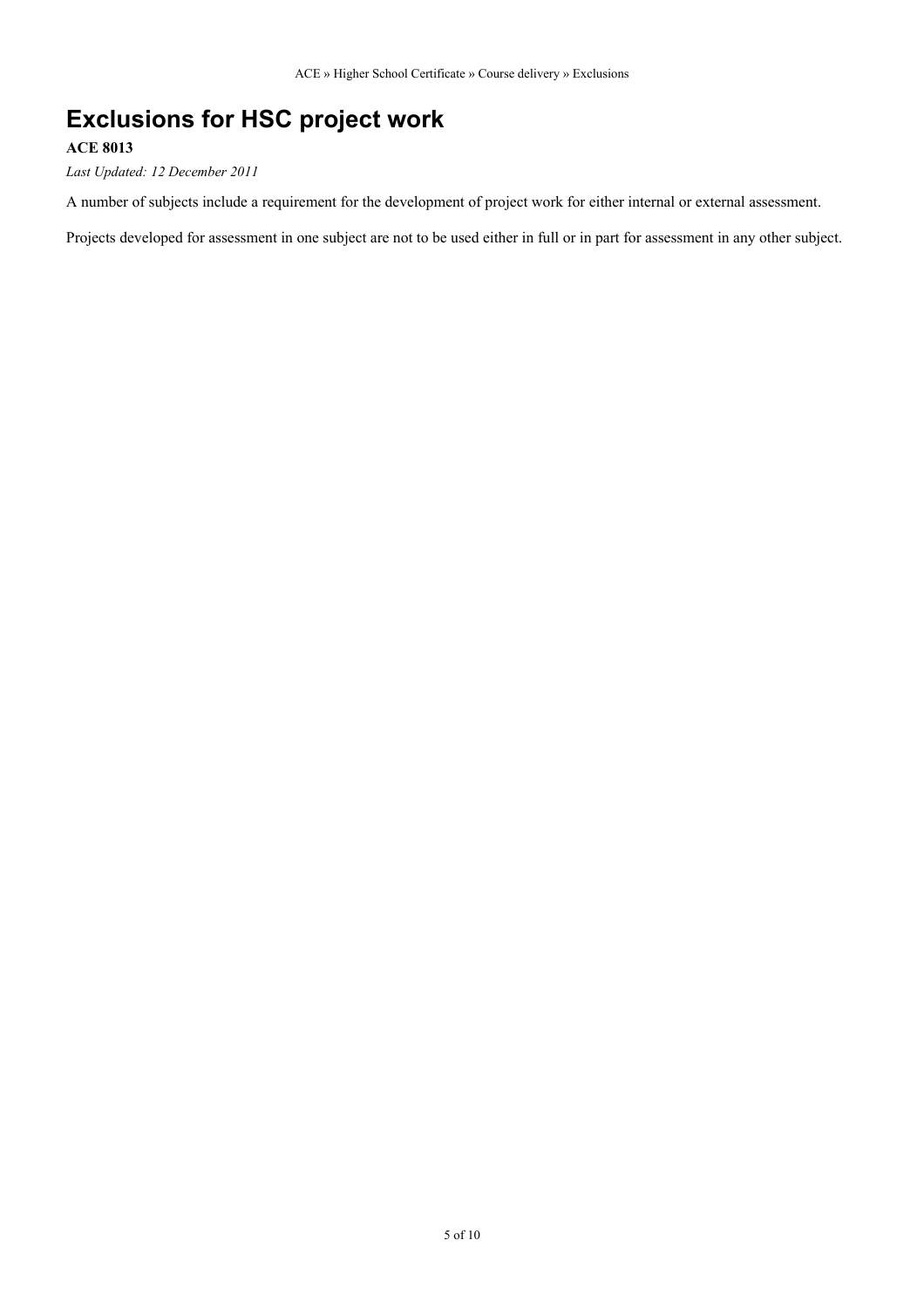# Exclusions for HSC project work

**ACE 8013**

*Last Updated: 12 December 2011*

A number of subjects include a requirement for the development of project work for either internal or external assessment.

Projects developed for assessment in one subject are not to be used either in full or in part for assessment in any other subject.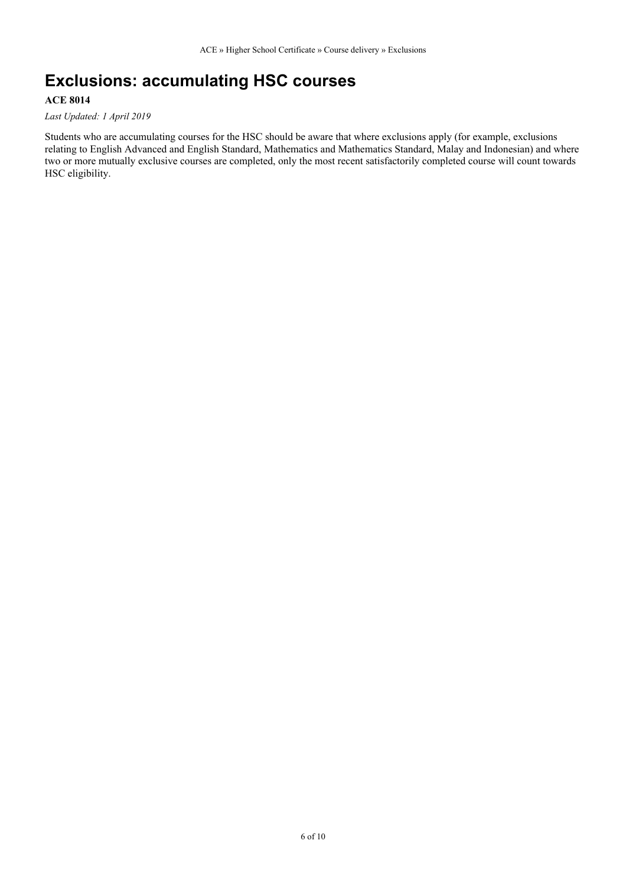# Exclusions: accumulating HSC courses

**ACE 8014**

*Last Updated: 1 April 2019*

Students who are accumulating courses for the HSC should be aware that where exclusions apply (for example, exclusions relating to English Advanced and English Standard, Mathematics and Mathematics Standard, Malay and Indonesian) and where two or more mutually exclusive courses are completed, only the most recent satisfactorily completed course will count towards HSC eligibility.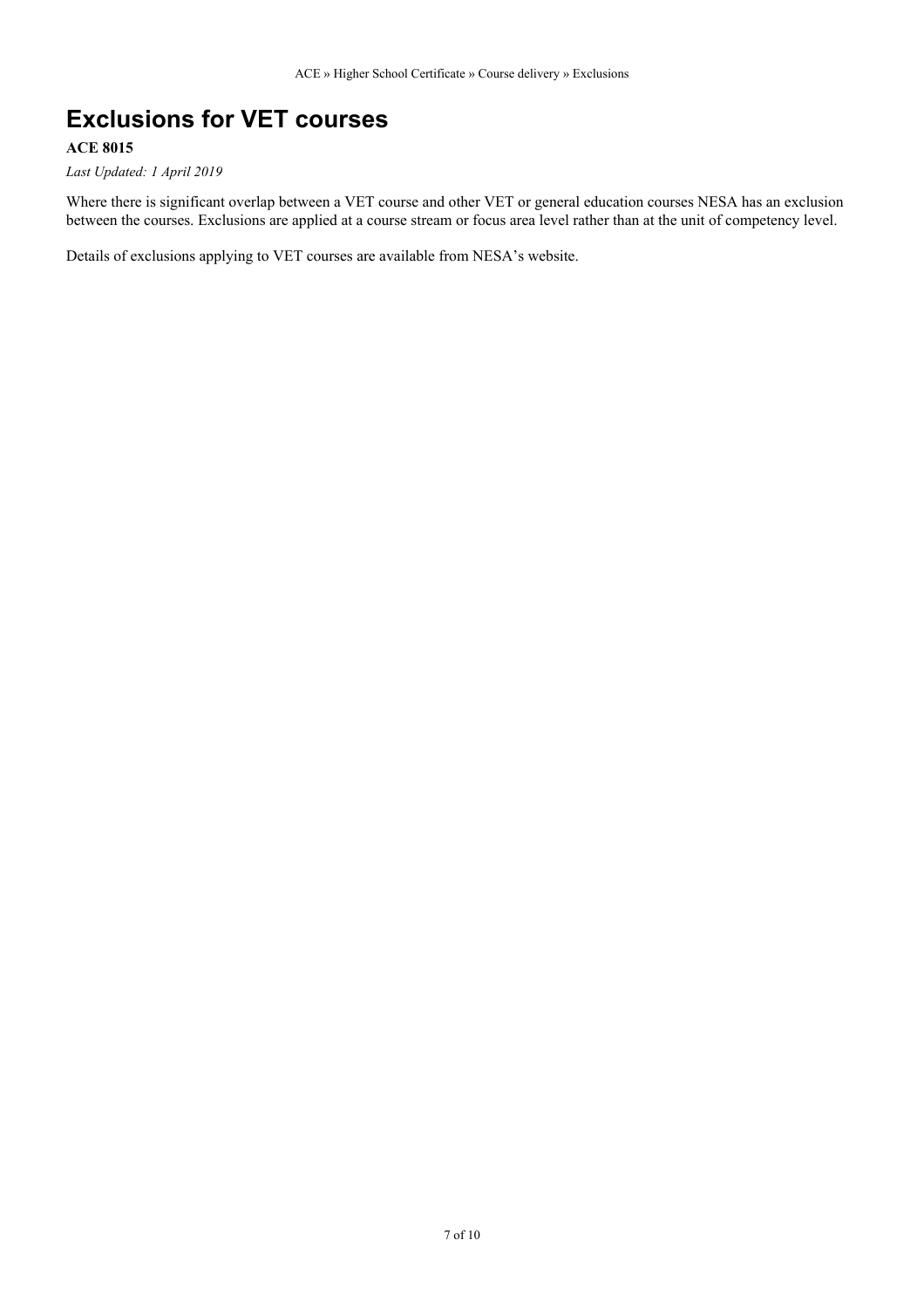# Exclusions for VET courses

**ACE 8015**

*Last Updated: 1 April 2019*

Where there is significant overlap between a VET course and other VET or general education courses NESA has an exclusion between the courses. Exclusions are applied at a course stream or focus area level rather than at the unit of competency level.

Details of exclusions applying to VET courses are available from NESA's website.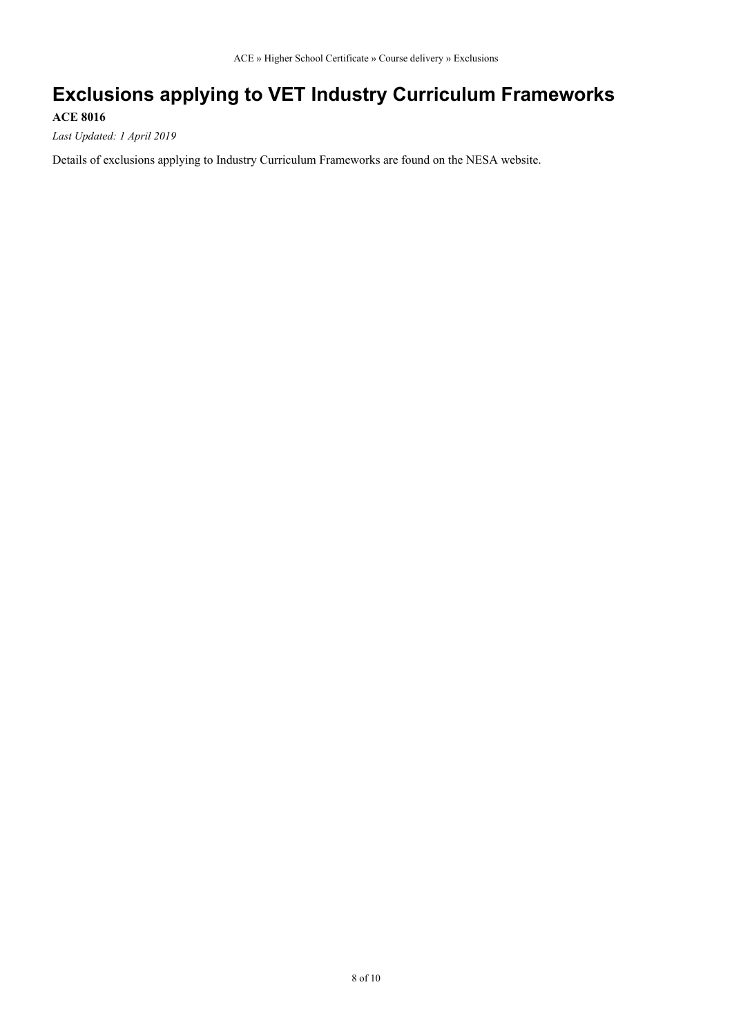# Exclusions applying to VET Industry Curriculum Frameworks

**ACE 8016**

*Last Updated: 1 April 2019*

Details of exclusions applying to Industry Curriculum Frameworks are found on the NESA website.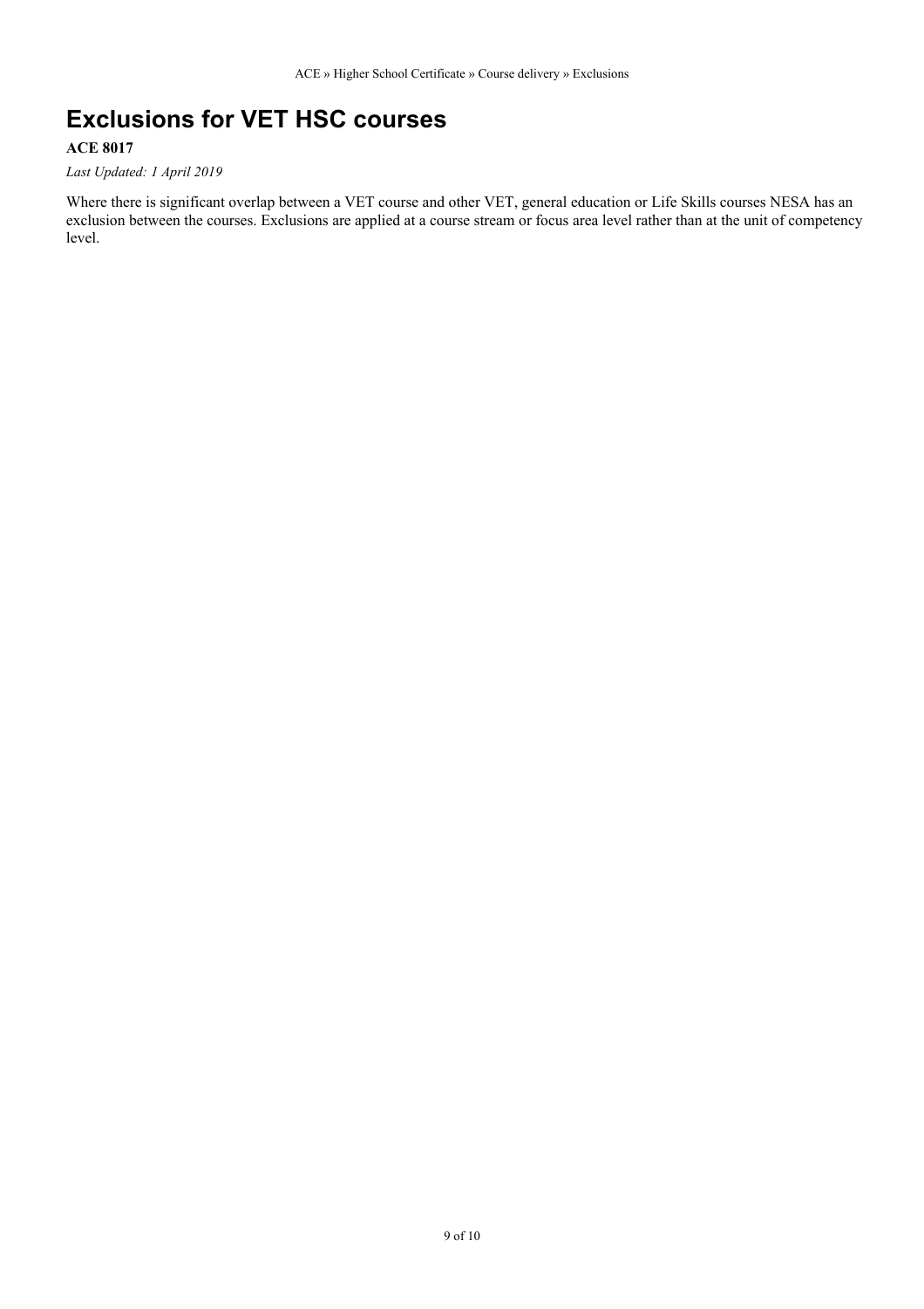# Exclusions for VET HSC courses

**ACE 8017**

*Last Updated: 1 April 2019*

Where there is significant overlap between a VET course and other VET, general education or Life Skills courses NESA has an exclusion between the courses. Exclusions are applied at a course stream or focus area level rather than at the unit of competency level.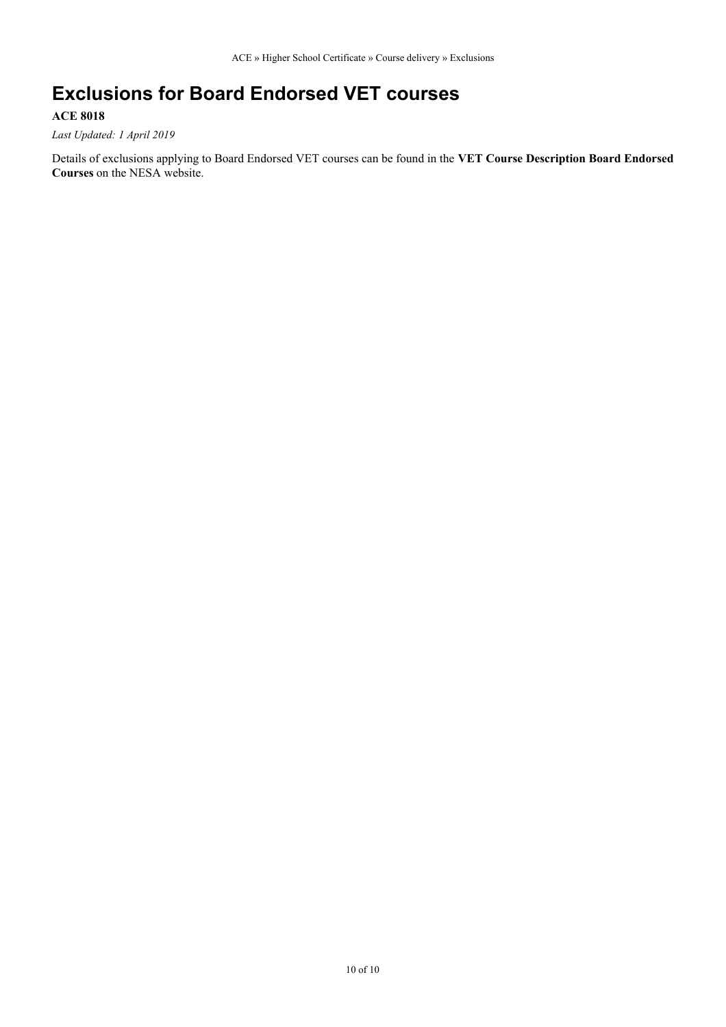# Exclusions for Board Endorsed VET courses

**ACE 8018**

*Last Updated: 1 April 2019*

Details of exclusions applying to Board Endorsed VET courses can be found in the **VET Course Description Board Endorsed Courses** on the NESA website.